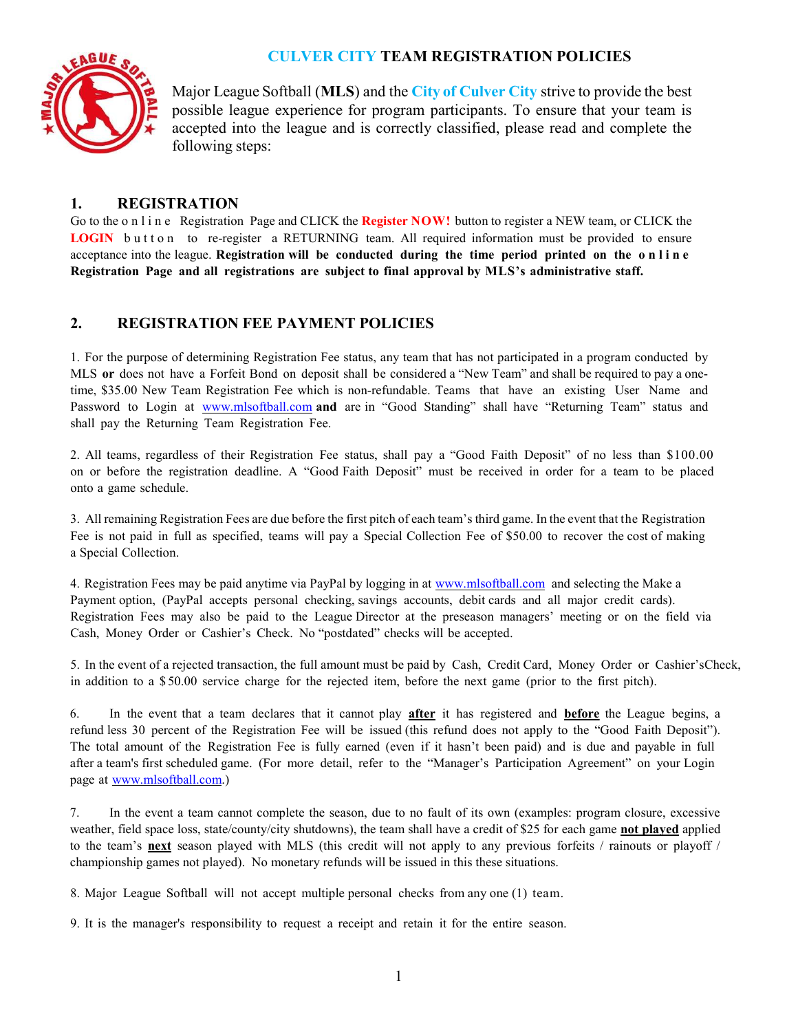# CULVER CITY TEAM REGISTRATION POLICIES

Major League Softball (**MLS**) and the **City of Culver City** strive to provide the best possible league experience for program participants. To ensure that your team is accepted into the league and is correctly classified, please read and complete the following steps:

## 1. REGISTRATION

Go to the online Registration Page and CLICK the **Register NOW!** button to register a NEW team, or CLICK the **LOGIN** button to re-register a RETURNING team. All required information must be provided to ensure acceptance into the league. **Registration will be conducted during the time period printed on the online Registration Page and all registrations are subject to final approval by MLS's administrative staff.**

## 2. REGISTRATION FEE PAYMENT POLICIES

1. For the purpose of determining Registration Fee status, any team that has not participated in a program conducted by MLS **or** does not have a Forfeit Bond on deposit shall be considered a "New Team" and shall be required to pay a one-time, $35.00 New Team Registration Fee which is non-refundable. Teams that have an existing User Name and Password to Login at www.mlsoftball.com **and** are in "Good Standing" shall have "Returning Team" status and shall pay the Returning Team Registration Fee.

2. All teams, regardless of their Registration Fee status, shall pay a "Good Faith Deposit" of no less than $100.00 on or before the registration deadline. A "Good Faith Deposit" must be received in order for a team to be placed onto a game schedule.

3. All remaining Registration Fees are due before the first pitch of each team's third game. In the event that the Registration Fee is not paid in full as specified, teams will pay a Special Collection Fee of $50.00 to recover the cost of making a Special Collection.

4. Registration Fees may be paid anytime via PayPal by logging in at www.mlsoftball.com and selecting the Make a Payment option, (PayPal accepts personal checking, savings accounts, debit cards and all major credit cards). Registration Fees may also be paid to the League Director at the preseason managers' meeting or on the field via Cash, Money Order or Cashier's Check. No "postdated" checks will be accepted.

5. In the event of a rejected transaction, the full amount must be paid by Cash, Credit Card, Money Order or Cashier'sCheck, in addition to a $50.00 service charge for the rejected item, before the next game (prior to the first pitch).

6. In the event that a team declares that it cannot play **after** it has registered and **before** the League begins, a refund less 30 percent of the Registration Fee will be issued (this refund does not apply to the "Good Faith Deposit"). The total amount of the Registration Fee is fully earned (even if it hasn't been paid) and is due and payable in full after a team's first scheduled game. (For more detail, refer to the "Manager's Participation Agreement" on your Login page at www.mlsoftball.com.)

7. In the event a team cannot complete the season, due to no fault of its own (examples: program closure, excessive weather, field space loss, state/county/city shutdowns), the team shall have a credit of $25 for each game **not played** applied to the team's **next** season played with MLS (this credit will not apply to any previous forfeits / rainouts or playoff / championship games not played). No monetary refunds will be issued in this these situations.

8. Major League Softball will not accept multiple personal checks from any one (1) team.

9. It is the manager's responsibility to request a receipt and retain it for the entire season.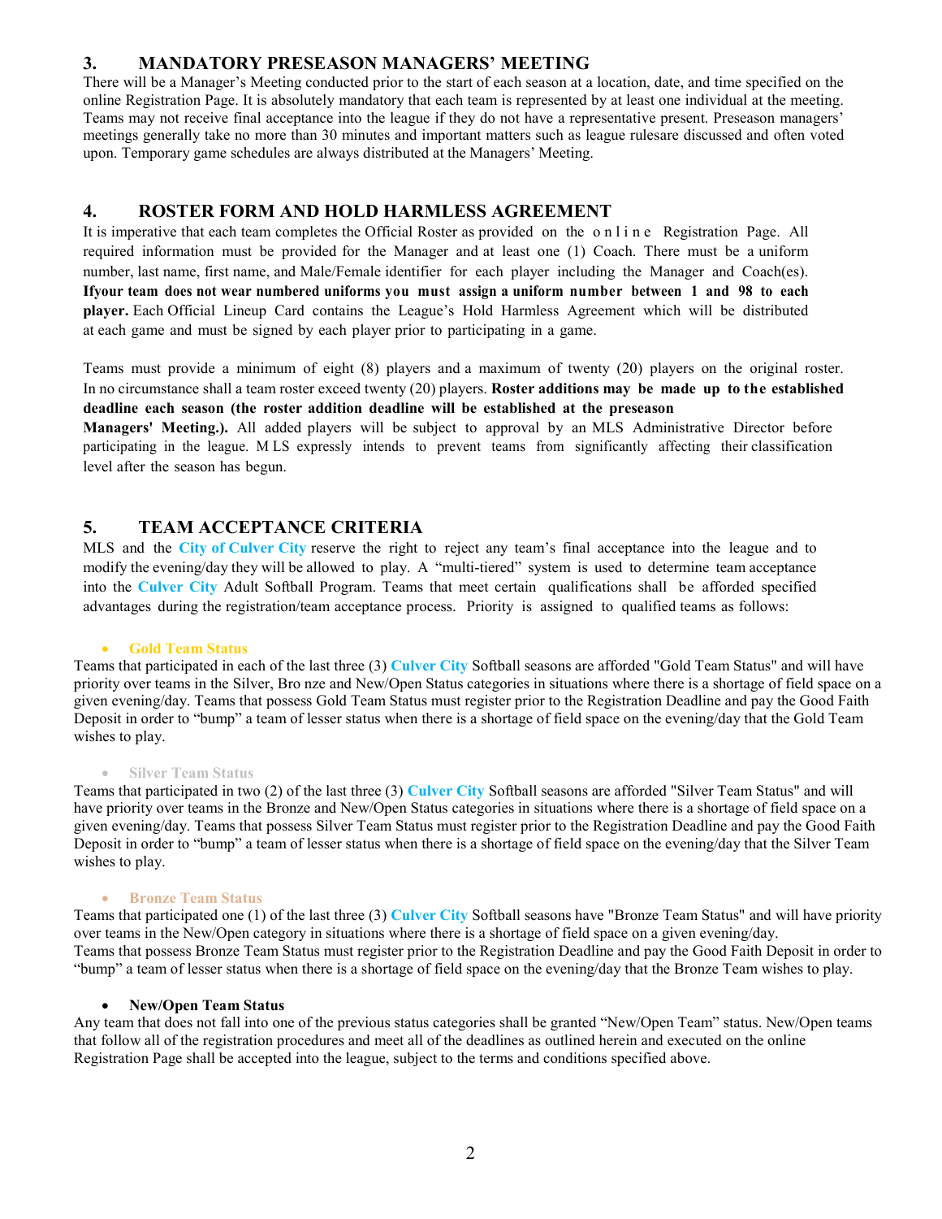## 3. MANDATORY PRESEASON MANAGERS' MEETING

There will be a Manager's Meeting conducted prior to the start of each season at a location, date, and time specified on the online Registration Page. It is absolutely mandatory that each team is represented by at least one individual at the meeting. Teams may not receive final acceptance into the league if they do not have a representative present. Preseason managers' meetings generally take no more than 30 minutes and important matters such as league rulesare discussed and often voted upon. Temporary game schedules are always distributed at the Managers' Meeting.

## 4. ROSTER FORM AND HOLD HARMLESS AGREEMENT

It is imperative that each team completes the Official Roster as provided on the online Registration Page. All required information must be provided for the Manager and at least one (1) Coach. There must be a uniform number, last name, first name, and Male/Female identifier for each player including the Manager and Coach(es). **Ifyour team does not wear numbered uniforms you must assign a uniform number between 1 and 98 to each player.** Each Official Lineup Card contains the League's Hold Harmless Agreement which will be distributed at each game and must be signed by each player prior to participating in a game.

Teams must provide a minimum of eight (8) players and a maximum of twenty (20) players on the original roster. In no circumstance shall a team roster exceed twenty (20) players. **Roster additions may be made up to the established deadline each season (the roster addition deadline will be established at the preseason Managers' Meeting.).** All added players will be subject to approval by an MLS Administrative Director before participating in the league. MLS expressly intends to prevent teams from significantly affecting their classification level after the season has begun.

## 5. TEAM ACCEPTANCE CRITERIA

MLS and the City of Culver City reserve the right to reject any team's final acceptance into the league and to modify the evening/day they will be allowed to play. A "multi-tiered" system is used to determine team acceptance into the Culver City Adult Softball Program. Teams that meet certain qualifications shall be afforded specified advantages during the registration/team acceptance process. Priority is assigned to qualified teams as follows:

- **Gold Team Status**

Teams that participated in each of the last three (3) Culver City Softball seasons are afforded "Gold Team Status" and will have priority over teams in the Silver, Bro nze and New/Open Status categories in situations where there is a shortage of field space on a given evening/day. Teams that possess Gold Team Status must register prior to the Registration Deadline and pay the Good Faith Deposit in order to "bump" a team of lesser status when there is a shortage of field space on the evening/day that the Gold Team wishes to play.

- **Silver Team Status**

Teams that participated in two (2) of the last three (3) Culver City Softball seasons are afforded "Silver Team Status" and will have priority over teams in the Bronze and New/Open Status categories in situations where there is a shortage of field space on a given evening/day. Teams that possess Silver Team Status must register prior to the Registration Deadline and pay the Good Faith Deposit in order to "bump" a team of lesser status when there is a shortage of field space on the evening/day that the Silver Team wishes to play.

- **Bronze Team Status**

Teams that participated one (1) of the last three (3) Culver City Softball seasons have "Bronze Team Status" and will have priority over teams in the New/Open category in situations where there is a shortage of field space on a given evening/day.
Teams that possess Bronze Team Status must register prior to the Registration Deadline and pay the Good Faith Deposit in order to "bump" a team of lesser status when there is a shortage of field space on the evening/day that the Bronze Team wishes to play.

- **New/Open Team Status**

Any team that does not fall into one of the previous status categories shall be granted "New/Open Team" status. New/Open teams that follow all of the registration procedures and meet all of the deadlines as outlined herein and executed on the online Registration Page shall be accepted into the league, subject to the terms and conditions specified above.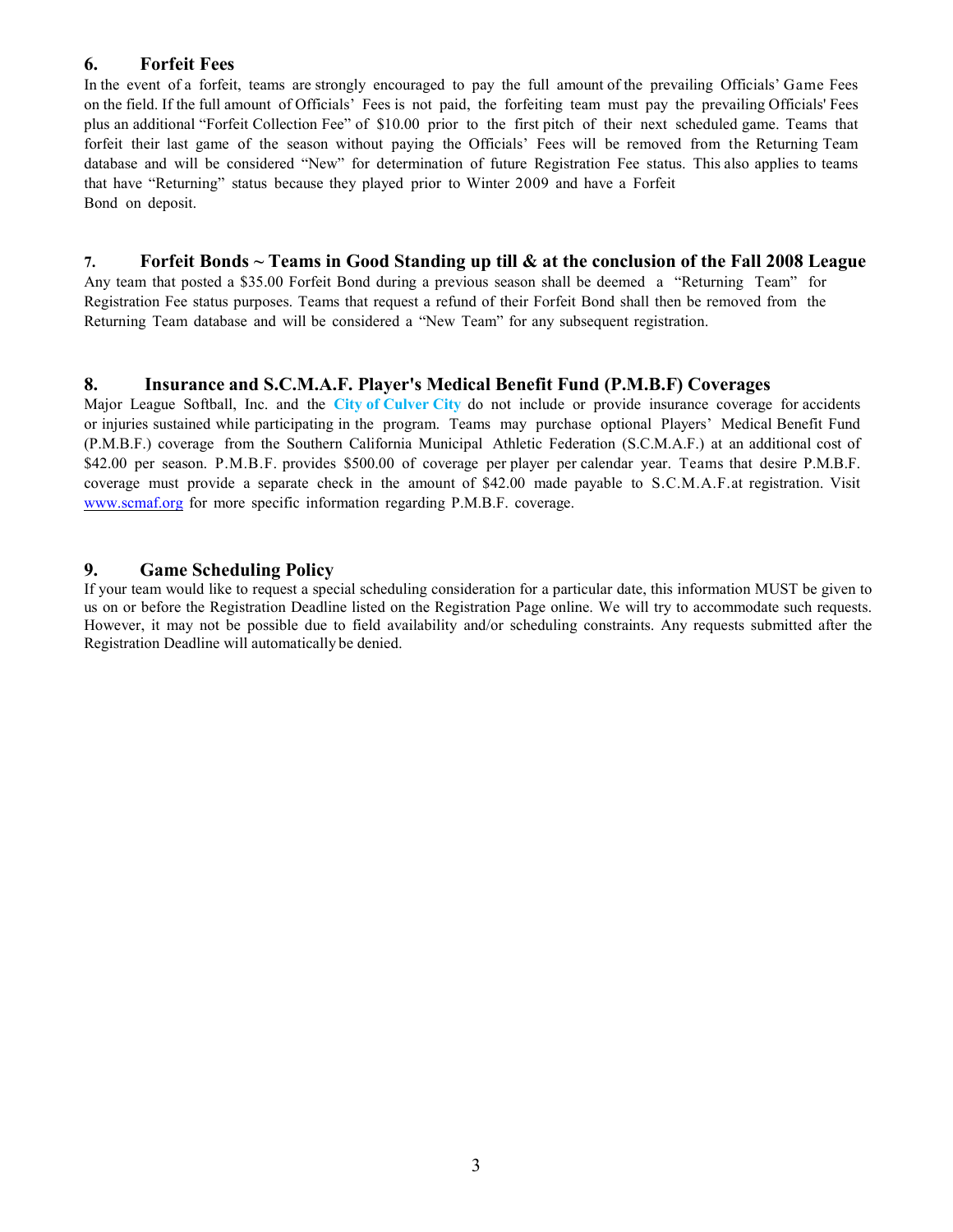## 6. Forfeit Fees

In the event of a forfeit, teams are strongly encouraged to pay the full amount of the prevailing Officials' Game Fees on the field. If the full amount of Officials' Fees is not paid, the forfeiting team must pay the prevailing Officials' Fees plus an additional "Forfeit Collection Fee" of $10.00 prior to the first pitch of their next scheduled game. Teams that forfeit their last game of the season without paying the Officials' Fees will be removed from the Returning Team database and will be considered "New" for determination of future Registration Fee status. This also applies to teams that have "Returning" status because they played prior to Winter 2009 and have a Forfeit Bond on deposit.

## 7. Forfeit Bonds ~ Teams in Good Standing up till & at the conclusion of the Fall 2008 League

Any team that posted a $35.00 Forfeit Bond during a previous season shall be deemed a "Returning Team" for Registration Fee status purposes. Teams that request a refund of their Forfeit Bond shall then be removed from the Returning Team database and will be considered a "New Team" for any subsequent registration.

## 8. Insurance and S.C.M.A.F. Player's Medical Benefit Fund (P.M.B.F) Coverages

Major League Softball, Inc. and the **City of Culver City** do not include or provide insurance coverage for accidents or injuries sustained while participating in the program. Teams may purchase optional Players' Medical Benefit Fund (P.M.B.F.) coverage from the Southern California Municipal Athletic Federation (S.C.M.A.F.) at an additional cost of $42.00 per season. P.M.B.F. provides $500.00 of coverage per player per calendar year. Teams that desire P.M.B.F. coverage must provide a separate check in the amount of $42.00 made payable to S.C.M.A.F.at registration. Visit www.scmaf.org for more specific information regarding P.M.B.F. coverage.

## 9. Game Scheduling Policy

If your team would like to request a special scheduling consideration for a particular date, this information MUST be given to us on or before the Registration Deadline listed on the Registration Page online. We will try to accommodate such requests. However, it may not be possible due to field availability and/or scheduling constraints. Any requests submitted after the Registration Deadline will automatically be denied.